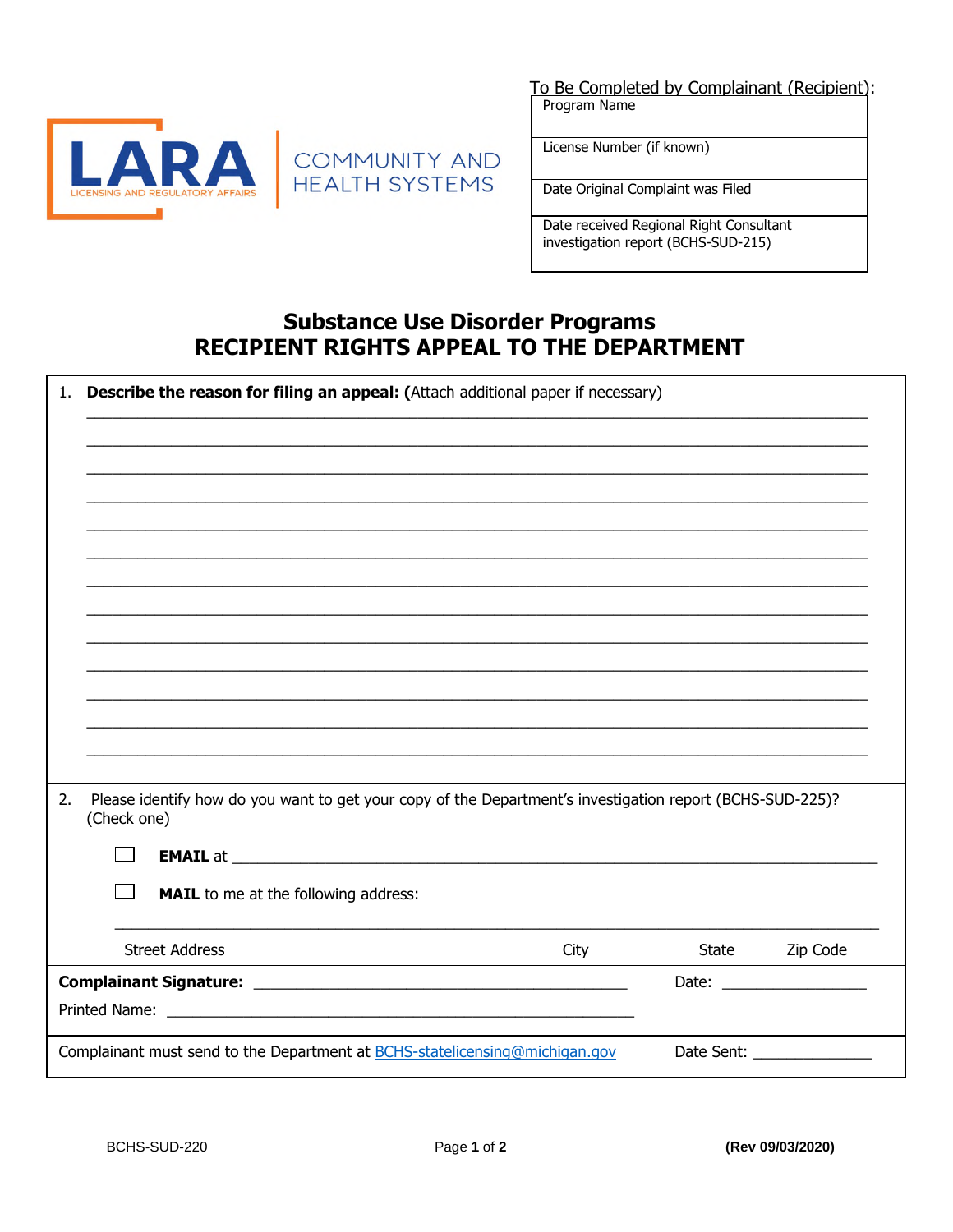LARA
LICENSING AND REGULATORY AFFAIRS

COMMUNITY AND HEALTH SYSTEMS

To Be Completed by Complainant (Recipient):

| Program Name |
|---|
| License Number (if known) |
| Date Original Complaint was Filed |
| Date received Regional Right Consultant investigation report (BCHS-SUD-215) |

# Substance Use Disorder Programs
# RECIPIENT RIGHTS APPEAL TO THE DEPARTMENT

1. **Describe the reason for filing an appeal: (**Attach additional paper if necessary)

_____________________________________________________________________________

_____________________________________________________________________________

_____________________________________________________________________________

_____________________________________________________________________________

_____________________________________________________________________________

_____________________________________________________________________________

_____________________________________________________________________________

_____________________________________________________________________________

_____________________________________________________________________________

_____________________________________________________________________________

_____________________________________________________________________________

_____________________________________________________________________________

_____________________________________________________________________________

2. Please identify how do you want to get your copy of the Department's investigation report (BCHS-SUD-225)? (Check one)

☐ **EMAIL** at ______________________________________________________________

☐ **MAIL** to me at the following address:

_____________________________________________________________________________

Street Address          City          State          Zip Code

**Complainant Signature:** ________________________________________ Date: ________________

Printed Name: ________________________________________________

Complainant must send to the Department at BCHS-statelicensing@michigan.gov          Date Sent: ______________

BCHS-SUD-220          **(Rev 09/03/2020)**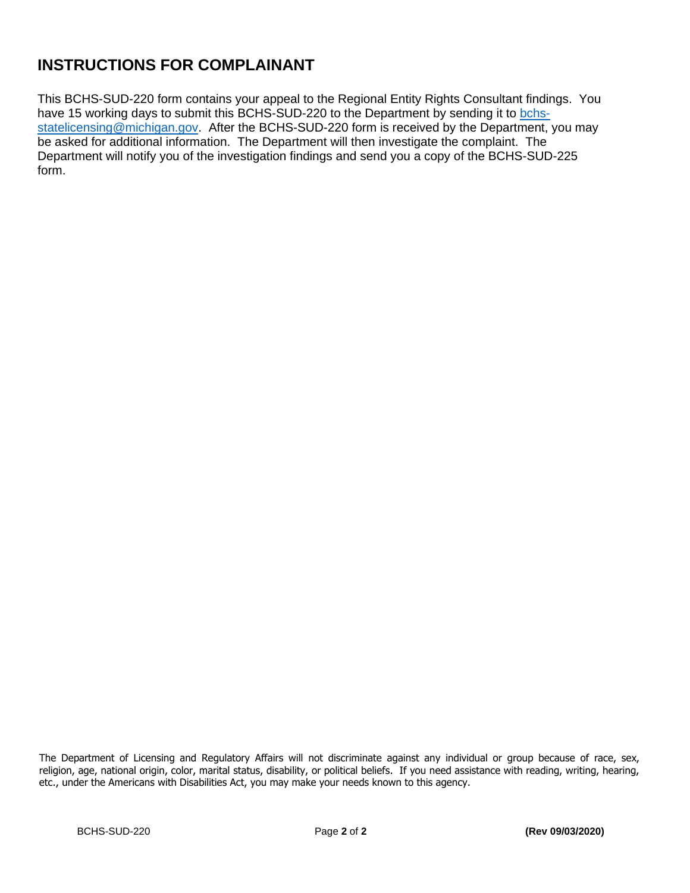# INSTRUCTIONS FOR COMPLAINANT

This BCHS-SUD-220 form contains your appeal to the Regional Entity Rights Consultant findings. You have 15 working days to submit this BCHS-SUD-220 to the Department by sending it to [bchs-statelicensing@michigan.gov](mailto:bchs-statelicensing@michigan.gov). After the BCHS-SUD-220 form is received by the Department, you may be asked for additional information. The Department will then investigate the complaint. The Department will notify you of the investigation findings and send you a copy of the BCHS-SUD-225 form.

The Department of Licensing and Regulatory Affairs will not discriminate against any individual or group because of race, sex, religion, age, national origin, color, marital status, disability, or political beliefs. If you need assistance with reading, writing, hearing, etc., under the Americans with Disabilities Act, you may make your needs known to this agency.

BCHS-SUD-220 **(Rev 09/03/2020)**